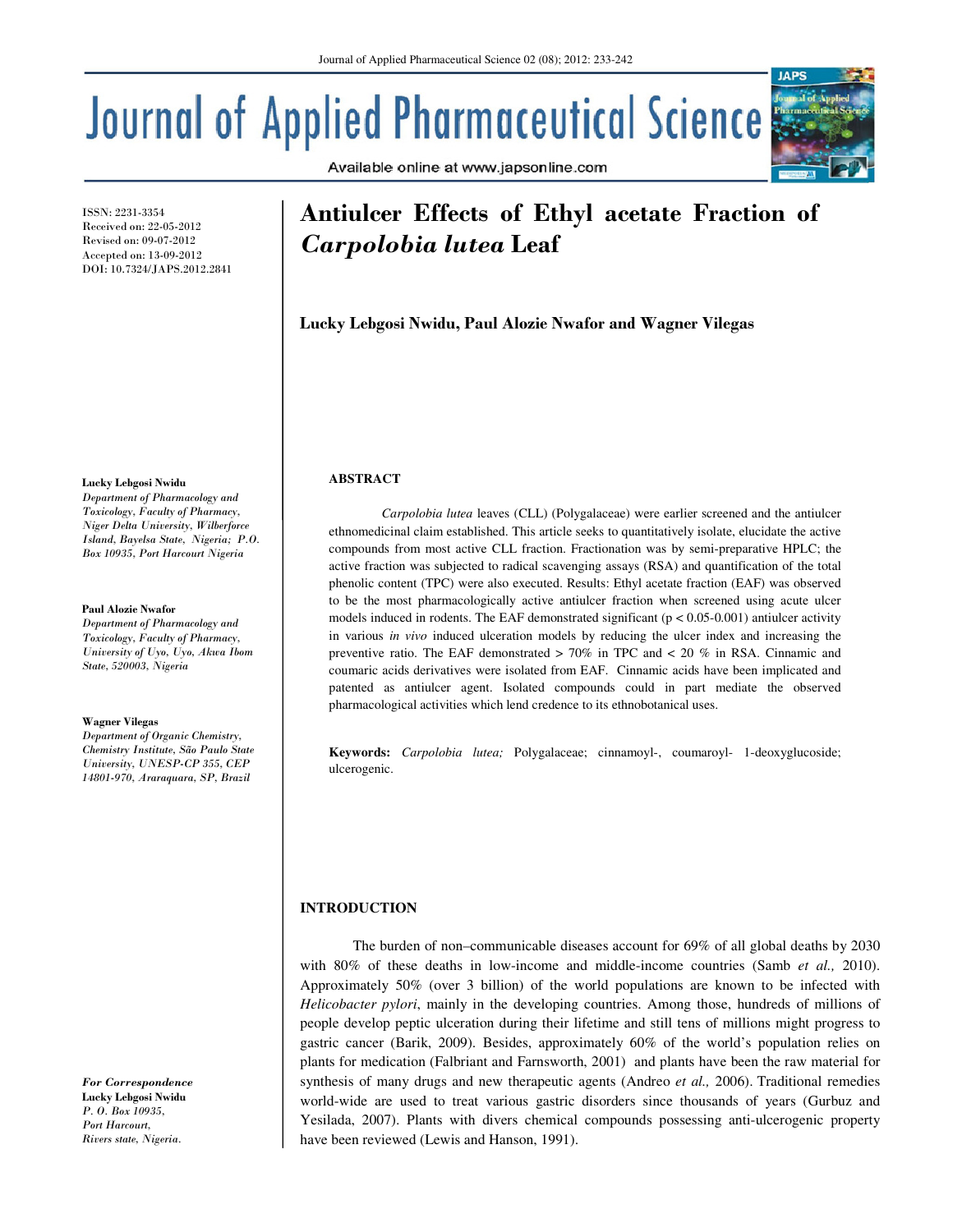# Antiulcer Effects of Ethyl acetate Fraction of *Carpolobia lutea* Leaf

**Lucky Lebgosi Nwidu, Paul Alozie Nwafor and Wagner Vilegas**

ISSN: 2231-3354
Received on: 22-05-2012
Revised on: 09-07-2012
Accepted on: 13-09-2012
DOI: 10.7324/JAPS.2012.2841

**Lucky Lebgosi Nwidu**
*Department of Pharmacology and Toxicology, Faculty of Pharmacy, Niger Delta University, Wilberforce Island, Bayelsa State, Nigeria; P.O. Box 10935, Port Harcourt Nigeria*

**Paul Alozie Nwafor**
*Department of Pharmacology and Toxicology, Faculty of Pharmacy, University of Uyo, Uyo, Akwa Ibom State, 520003, Nigeria*

**Wagner Vilegas**
*Department of Organic Chemistry, Chemistry Institute, São Paulo State University, UNESP-CP 355, CEP 14801-970, Araraquara, SP, Brazil*

***For Correspondence***
**Lucky Lebgosi Nwidu**
*P. O. Box 10935, Port Harcourt, Rivers state, Nigeria.*

## ABSTRACT

*Carpolobia lutea* leaves (CLL) (Polygalaceae) were earlier screened and the antiulcer ethnomedicinal claim established. This article seeks to quantitatively isolate, elucidate the active compounds from most active CLL fraction. Fractionation was by semi-preparative HPLC; the active fraction was subjected to radical scavenging assays (RSA) and quantification of the total phenolic content (TPC) were also executed. Results: Ethyl acetate fraction (EAF) was observed to be the most pharmacologically active antiulcer fraction when screened using acute ulcer models induced in rodents. The EAF demonstrated significant ($p < 0.05$-$0.001$) antiulcer activity in various *in vivo* induced ulceration models by reducing the ulcer index and increasing the preventive ratio. The EAF demonstrated > 70% in TPC and < 20 % in RSA. Cinnamic and coumaric acids derivatives were isolated from EAF. Cinnamic acids have been implicated and patented as antiulcer agent. Isolated compounds could in part mediate the observed pharmacological activities which lend credence to its ethnobotanical uses.

**Keywords:** *Carpolobia lutea;* Polygalaceae; cinnamoyl-, coumaroyl- 1-deoxyglucoside; ulcerogenic.

## INTRODUCTION

The burden of non–communicable diseases account for 69% of all global deaths by 2030 with 80% of these deaths in low-income and middle-income countries (Samb *et al.,* 2010). Approximately 50% (over 3 billion) of the world populations are known to be infected with *Helicobacter pylori*, mainly in the developing countries. Among those, hundreds of millions of people develop peptic ulceration during their lifetime and still tens of millions might progress to gastric cancer (Barik, 2009). Besides, approximately 60% of the world's population relies on plants for medication (Falbriant and Farnsworth, 2001) and plants have been the raw material for synthesis of many drugs and new therapeutic agents (Andreo *et al.,* 2006). Traditional remedies world-wide are used to treat various gastric disorders since thousands of years (Gurbuz and Yesilada, 2007). Plants with divers chemical compounds possessing anti-ulcerogenic property have been reviewed (Lewis and Hanson, 1991).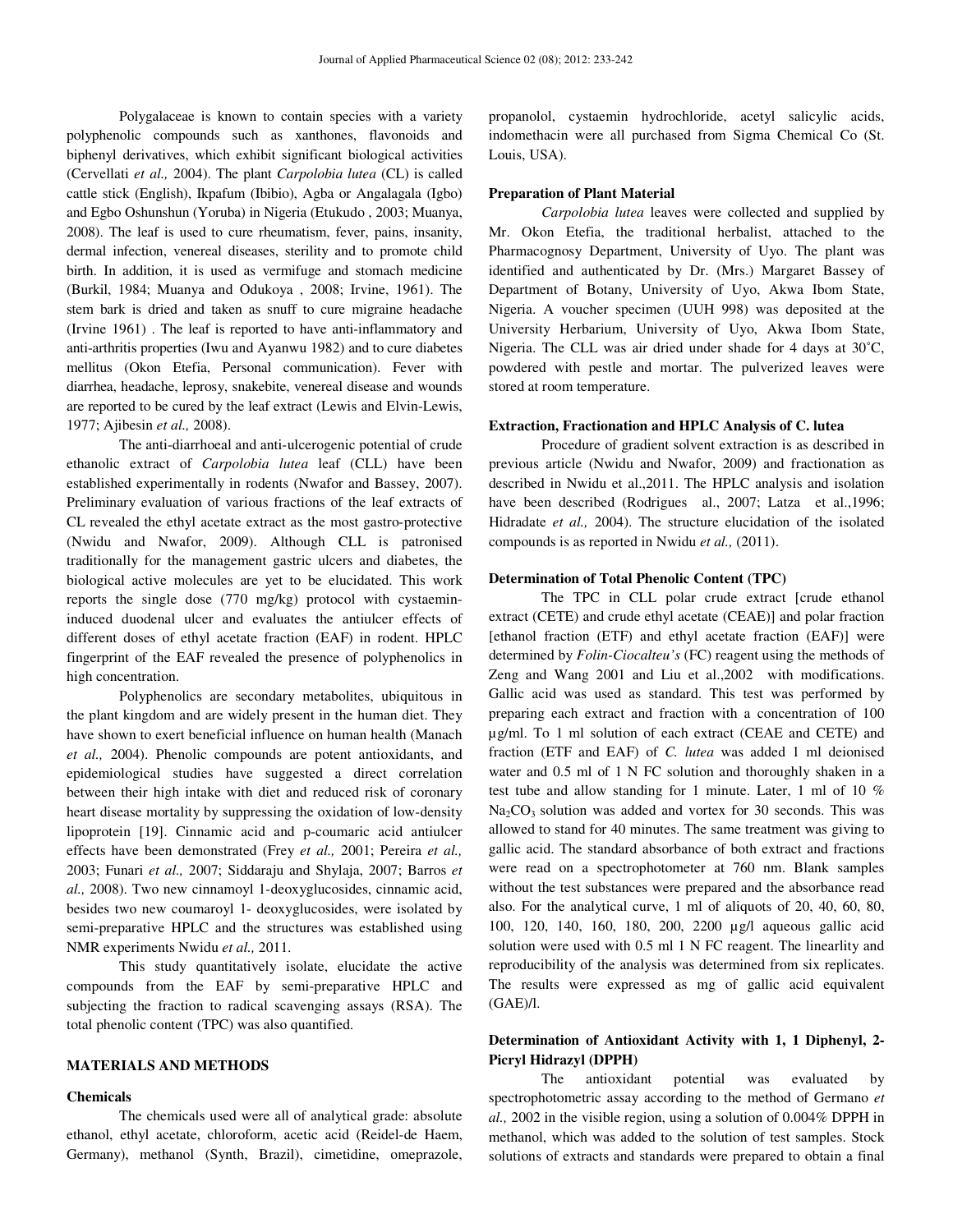Polygalaceae is known to contain species with a variety polyphenolic compounds such as xanthones, flavonoids and biphenyl derivatives, which exhibit significant biological activities (Cervellati *et al.,* 2004). The plant *Carpolobia lutea* (CL) is called cattle stick (English), Ikpafum (Ibibio), Agba or Angalagala (Igbo) and Egbo Oshunshun (Yoruba) in Nigeria (Etukudo , 2003; Muanya, 2008). The leaf is used to cure rheumatism, fever, pains, insanity, dermal infection, venereal diseases, sterility and to promote child birth. In addition, it is used as vermifuge and stomach medicine (Burkil, 1984; Muanya and Odukoya , 2008; Irvine, 1961). The stem bark is dried and taken as snuff to cure migraine headache (Irvine 1961) . The leaf is reported to have anti-inflammatory and anti-arthritis properties (Iwu and Ayanwu 1982) and to cure diabetes mellitus (Okon Etefia, Personal communication). Fever with diarrhea, headache, leprosy, snakebite, venereal disease and wounds are reported to be cured by the leaf extract (Lewis and Elvin-Lewis, 1977; Ajibesin *et al.,* 2008).

The anti-diarrhoeal and anti-ulcerogenic potential of crude ethanolic extract of *Carpolobia lutea* leaf (CLL) have been established experimentally in rodents (Nwafor and Bassey, 2007). Preliminary evaluation of various fractions of the leaf extracts of CL revealed the ethyl acetate extract as the most gastro-protective (Nwidu and Nwafor, 2009). Although CLL is patronised traditionally for the management gastric ulcers and diabetes, the biological active molecules are yet to be elucidated. This work reports the single dose (770 mg/kg) protocol with cystaemin-induced duodenal ulcer and evaluates the antiulcer effects of different doses of ethyl acetate fraction (EAF) in rodent. HPLC fingerprint of the EAF revealed the presence of polyphenolics in high concentration.

Polyphenolics are secondary metabolites, ubiquitous in the plant kingdom and are widely present in the human diet. They have shown to exert beneficial influence on human health (Manach *et al.,* 2004). Phenolic compounds are potent antioxidants, and epidemiological studies have suggested a direct correlation between their high intake with diet and reduced risk of coronary heart disease mortality by suppressing the oxidation of low-density lipoprotein [19]. Cinnamic acid and p-coumaric acid antiulcer effects have been demonstrated (Frey *et al.,* 2001; Pereira *et al.,* 2003; Funari *et al.,* 2007; Siddaraju and Shylaja, 2007; Barros *et al.,* 2008). Two new cinnamoyl 1-deoxyglucosides, cinnamic acid, besides two new coumaroyl 1- deoxyglucosides, were isolated by semi-preparative HPLC and the structures was established using NMR experiments Nwidu *et al.,* 2011.

This study quantitatively isolate, elucidate the active compounds from the EAF by semi-preparative HPLC and subjecting the fraction to radical scavenging assays (RSA). The total phenolic content (TPC) was also quantified.

## MATERIALS AND METHODS

### Chemicals

The chemicals used were all of analytical grade: absolute ethanol, ethyl acetate, chloroform, acetic acid (Reidel-de Haem, Germany), methanol (Synth, Brazil), cimetidine, omeprazole, propanolol, cystaemin hydrochloride, acetyl salicylic acids, indomethacin were all purchased from Sigma Chemical Co (St. Louis, USA).

### Preparation of Plant Material

*Carpolobia lutea* leaves were collected and supplied by Mr. Okon Etefia, the traditional herbalist, attached to the Pharmacognosy Department, University of Uyo. The plant was identified and authenticated by Dr. (Mrs.) Margaret Bassey of Department of Botany, University of Uyo, Akwa Ibom State, Nigeria. A voucher specimen (UUH 998) was deposited at the University Herbarium, University of Uyo, Akwa Ibom State, Nigeria. The CLL was air dried under shade for 4 days at 30˚C, powdered with pestle and mortar. The pulverized leaves were stored at room temperature.

### Extraction, Fractionation and HPLC Analysis of C. lutea

Procedure of gradient solvent extraction is as described in previous article (Nwidu and Nwafor, 2009) and fractionation as described in Nwidu et al.,2011. The HPLC analysis and isolation have been described (Rodrigues al., 2007; Latza et al.,1996; Hidradate *et al.,* 2004). The structure elucidation of the isolated compounds is as reported in Nwidu *et al.,* (2011).

### Determination of Total Phenolic Content (TPC)

The TPC in CLL polar crude extract [crude ethanol extract (CETE) and crude ethyl acetate (CEAE)] and polar fraction [ethanol fraction (ETF) and ethyl acetate fraction (EAF)] were determined by *Folin-Ciocalteu's* (FC) reagent using the methods of Zeng and Wang 2001 and Liu et al.,2002 with modifications. Gallic acid was used as standard. This test was performed by preparing each extract and fraction with a concentration of 100 µg/ml. To 1 ml solution of each extract (CEAE and CETE) and fraction (ETF and EAF) of *C. lutea* was added 1 ml deionised water and 0.5 ml of 1 N FC solution and thoroughly shaken in a test tube and allow standing for 1 minute. Later, 1 ml of 10 % $Na_2CO_3$ solution was added and vortex for 30 seconds. This was allowed to stand for 40 minutes. The same treatment was giving to gallic acid. The standard absorbance of both extract and fractions were read on a spectrophotometer at 760 nm. Blank samples without the test substances were prepared and the absorbance read also. For the analytical curve, 1 ml of aliquots of 20, 40, 60, 80, 100, 120, 140, 160, 180, 200, 2200 µg/l aqueous gallic acid solution were used with 0.5 ml 1 N FC reagent. The linearlity and reproducibility of the analysis was determined from six replicates. The results were expressed as mg of gallic acid equivalent (GAE)/l.

### Determination of Antioxidant Activity with 1, 1 Diphenyl, 2-Picryl Hidrazyl (DPPH)

The antioxidant potential was evaluated by spectrophotometric assay according to the method of Germano *et al.,* 2002 in the visible region, using a solution of 0.004% DPPH in methanol, which was added to the solution of test samples. Stock solutions of extracts and standards were prepared to obtain a final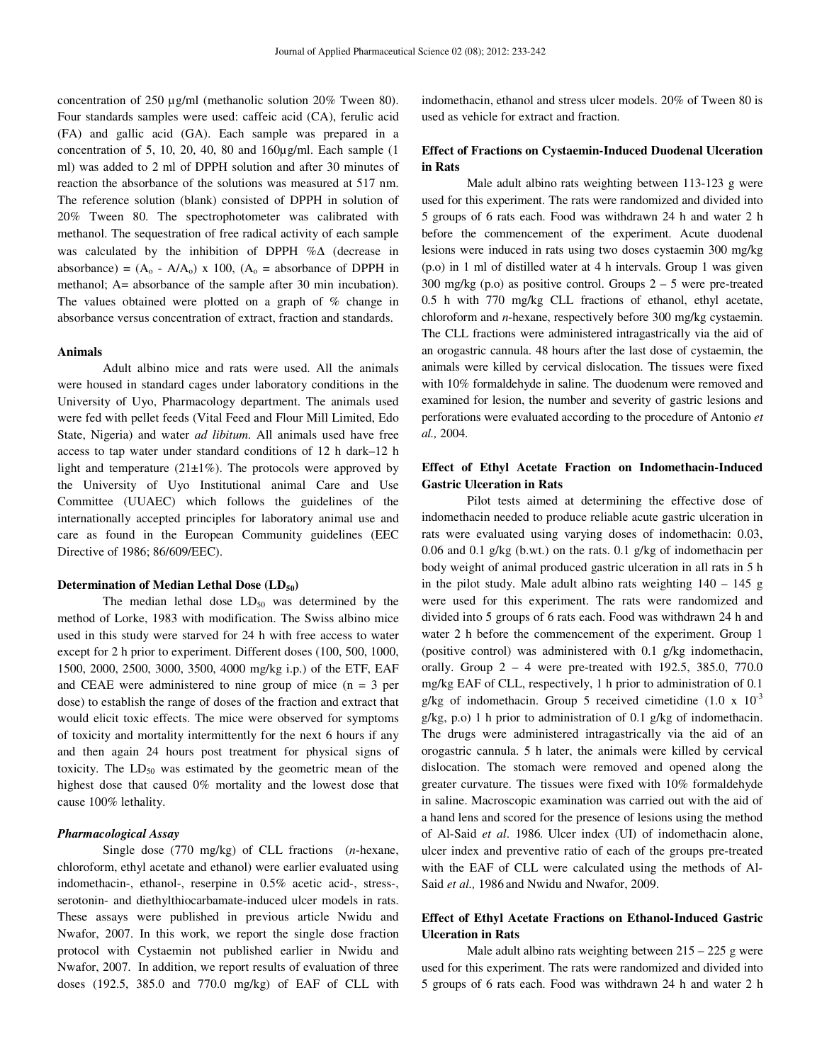concentration of 250 µg/ml (methanolic solution 20% Tween 80). Four standards samples were used: caffeic acid (CA), ferulic acid (FA) and gallic acid (GA). Each sample was prepared in a concentration of 5, 10, 20, 40, 80 and 160µg/ml. Each sample (1 ml) was added to 2 ml of DPPH solution and after 30 minutes of reaction the absorbance of the solutions was measured at 517 nm. The reference solution (blank) consisted of DPPH in solution of 20% Tween 80. The spectrophotometer was calibrated with methanol. The sequestration of free radical activity of each sample was calculated by the inhibition of DPPH %Δ (decrease in absorbance) = ($A_o$ - $A/A_o$) x 100, ($A_o$ = absorbance of DPPH in methanol; A= absorbance of the sample after 30 min incubation). The values obtained were plotted on a graph of % change in absorbance versus concentration of extract, fraction and standards.

#### Animals

Adult albino mice and rats were used. All the animals were housed in standard cages under laboratory conditions in the University of Uyo, Pharmacology department. The animals used were fed with pellet feeds (Vital Feed and Flour Mill Limited, Edo State, Nigeria) and water *ad libitum*. All animals used have free access to tap water under standard conditions of 12 h dark–12 h light and temperature (21±1%). The protocols were approved by the University of Uyo Institutional animal Care and Use Committee (UUAEC) which follows the guidelines of the internationally accepted principles for laboratory animal use and care as found in the European Community guidelines (EEC Directive of 1986; 86/609/EEC).

#### Determination of Median Lethal Dose ($LD_{50}$)

The median lethal dose $LD_{50}$ was determined by the method of Lorke, 1983 with modification. The Swiss albino mice used in this study were starved for 24 h with free access to water except for 2 h prior to experiment. Different doses (100, 500, 1000, 1500, 2000, 2500, 3000, 3500, 4000 mg/kg i.p.) of the ETF, EAF and CEAE were administered to nine group of mice (n = 3 per dose) to establish the range of doses of the fraction and extract that would elicit toxic effects. The mice were observed for symptoms of toxicity and mortality intermittently for the next 6 hours if any and then again 24 hours post treatment for physical signs of toxicity. The $LD_{50}$ was estimated by the geometric mean of the highest dose that caused 0% mortality and the lowest dose that cause 100% lethality.

#### *Pharmacological Assay*

Single dose (770 mg/kg) of CLL fractions (*n*-hexane, chloroform, ethyl acetate and ethanol) were earlier evaluated using indomethacin-, ethanol-, reserpine in 0.5% acetic acid-, stress-, serotonin- and diethylthiocarbamate-induced ulcer models in rats. These assays were published in previous article Nwidu and Nwafor, 2007. In this work, we report the single dose fraction protocol with Cystaemin not published earlier in Nwidu and Nwafor, 2007. In addition, we report results of evaluation of three doses (192.5, 385.0 and 770.0 mg/kg) of EAF of CLL with indomethacin, ethanol and stress ulcer models. 20% of Tween 80 is used as vehicle for extract and fraction.

#### Effect of Fractions on Cystaemin-Induced Duodenal Ulceration in Rats

Male adult albino rats weighting between 113-123 g were used for this experiment. The rats were randomized and divided into 5 groups of 6 rats each. Food was withdrawn 24 h and water 2 h before the commencement of the experiment. Acute duodenal lesions were induced in rats using two doses cystaemin 300 mg/kg (p.o) in 1 ml of distilled water at 4 h intervals. Group 1 was given 300 mg/kg (p.o) as positive control. Groups 2 – 5 were pre-treated 0.5 h with 770 mg/kg CLL fractions of ethanol, ethyl acetate, chloroform and *n*-hexane, respectively before 300 mg/kg cystaemin. The CLL fractions were administered intragastrically via the aid of an orogastric cannula. 48 hours after the last dose of cystaemin, the animals were killed by cervical dislocation. The tissues were fixed with 10% formaldehyde in saline. The duodenum were removed and examined for lesion, the number and severity of gastric lesions and perforations were evaluated according to the procedure of Antonio *et al.,* 2004.

#### Effect of Ethyl Acetate Fraction on Indomethacin-Induced Gastric Ulceration in Rats

Pilot tests aimed at determining the effective dose of indomethacin needed to produce reliable acute gastric ulceration in rats were evaluated using varying doses of indomethacin: 0.03, 0.06 and 0.1 g/kg (b.wt.) on the rats. 0.1 g/kg of indomethacin per body weight of animal produced gastric ulceration in all rats in 5 h in the pilot study. Male adult albino rats weighting 140 – 145 g were used for this experiment. The rats were randomized and divided into 5 groups of 6 rats each. Food was withdrawn 24 h and water 2 h before the commencement of the experiment. Group 1 (positive control) was administered with 0.1 g/kg indomethacin, orally. Group 2 – 4 were pre-treated with 192.5, 385.0, 770.0 mg/kg EAF of CLL, respectively, 1 h prior to administration of 0.1 g/kg of indomethacin. Group 5 received cimetidine (1.0 x $10^{-3}$ g/kg, p.o) 1 h prior to administration of 0.1 g/kg of indomethacin. The drugs were administered intragastrically via the aid of an orogastric cannula. 5 h later, the animals were killed by cervical dislocation. The stomach were removed and opened along the greater curvature. The tissues were fixed with 10% formaldehyde in saline. Macroscopic examination was carried out with the aid of a hand lens and scored for the presence of lesions using the method of Al-Said *et al*. 1986*.* Ulcer index (UI) of indomethacin alone, ulcer index and preventive ratio of each of the groups pre-treated with the EAF of CLL were calculated using the methods of Al-Said *et al.,* 1986 and Nwidu and Nwafor, 2009.

#### Effect of Ethyl Acetate Fractions on Ethanol-Induced Gastric Ulceration in Rats

Male adult albino rats weighting between 215 – 225 g were used for this experiment. The rats were randomized and divided into 5 groups of 6 rats each. Food was withdrawn 24 h and water 2 h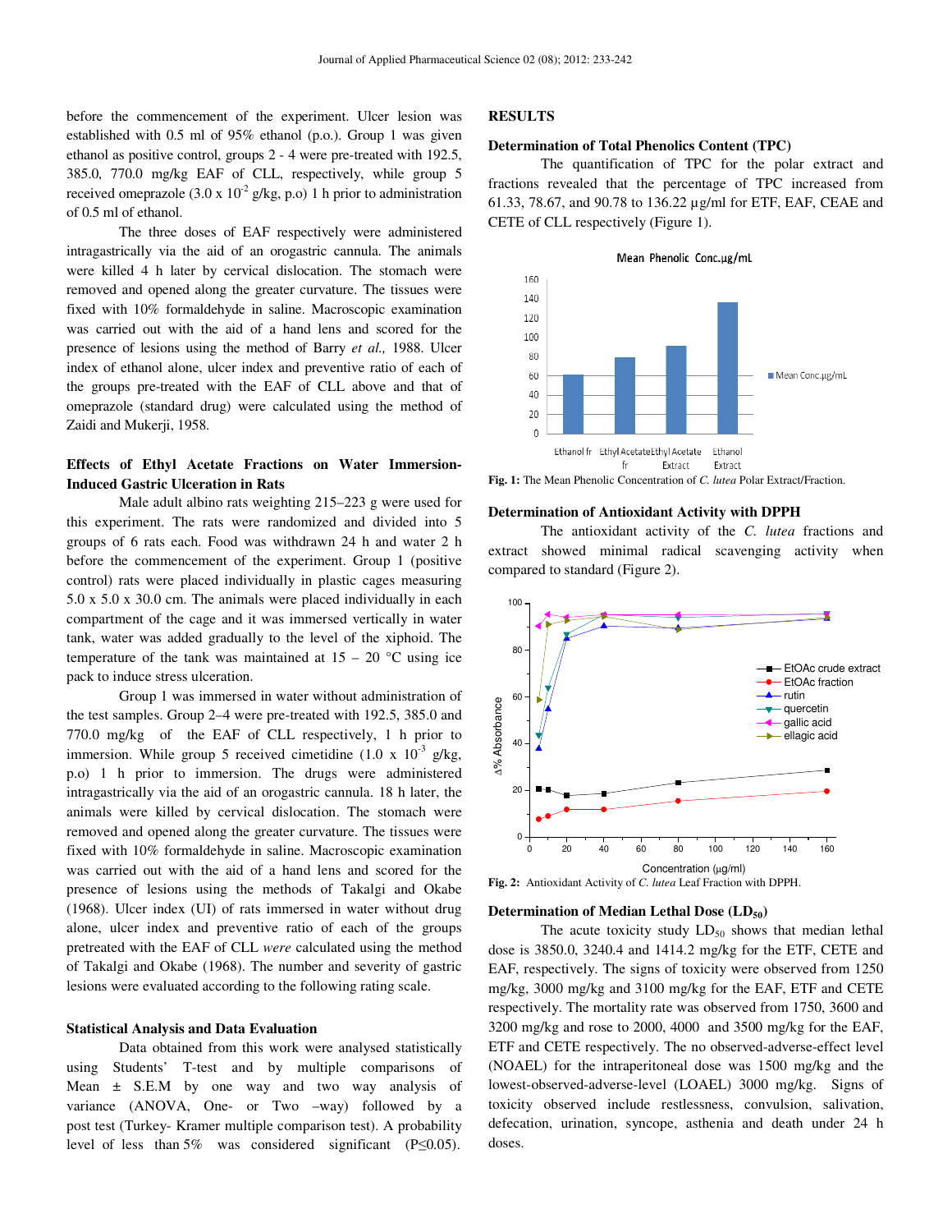before the commencement of the experiment. Ulcer lesion was established with 0.5 ml of 95% ethanol (p.o.). Group 1 was given ethanol as positive control, groups 2 - 4 were pre-treated with 192.5, 385.0, 770.0 mg/kg EAF of CLL, respectively, while group 5 received omeprazole ($3.0 \times 10^{-2}$ g/kg, p.o) 1 h prior to administration of 0.5 ml of ethanol.

The three doses of EAF respectively were administered intragastrically via the aid of an orogastric cannula. The animals were killed 4 h later by cervical dislocation. The stomach were removed and opened along the greater curvature. The tissues were fixed with 10% formaldehyde in saline. Macroscopic examination was carried out with the aid of a hand lens and scored for the presence of lesions using the method of Barry *et al.,* 1988. Ulcer index of ethanol alone, ulcer index and preventive ratio of each of the groups pre-treated with the EAF of CLL above and that of omeprazole (standard drug) were calculated using the method of Zaidi and Mukerji, 1958.

### Effects of Ethyl Acetate Fractions on Water Immersion-Induced Gastric Ulceration in Rats

Male adult albino rats weighting 215–223 g were used for this experiment. The rats were randomized and divided into 5 groups of 6 rats each. Food was withdrawn 24 h and water 2 h before the commencement of the experiment. Group 1 (positive control) rats were placed individually in plastic cages measuring 5.0 x 5.0 x 30.0 cm. The animals were placed individually in each compartment of the cage and it was immersed vertically in water tank, water was added gradually to the level of the xiphoid. The temperature of the tank was maintained at 15 – 20 °C using ice pack to induce stress ulceration.

Group 1 was immersed in water without administration of the test samples. Group 2–4 were pre-treated with 192.5, 385.0 and 770.0 mg/kg of the EAF of CLL respectively, 1 h prior to immersion. While group 5 received cimetidine ($1.0 \times 10^{-3}$ g/kg, p.o) 1 h prior to immersion. The drugs were administered intragastrically via the aid of an orogastric cannula. 18 h later, the animals were killed by cervical dislocation. The stomach were removed and opened along the greater curvature. The tissues were fixed with 10% formaldehyde in saline. Macroscopic examination was carried out with the aid of a hand lens and scored for the presence of lesions using the methods of Takalgi and Okabe (1968). Ulcer index (UI) of rats immersed in water without drug alone, ulcer index and preventive ratio of each of the groups pretreated with the EAF of CLL *were* calculated using the method of Takalgi and Okabe (1968). The number and severity of gastric lesions were evaluated according to the following rating scale.

### Statistical Analysis and Data Evaluation

Data obtained from this work were analysed statistically using Students' T-test and by multiple comparisons of Mean ± S.E.M by one way and two way analysis of variance (ANOVA, One- or Two –way) followed by a post test (Turkey- Kramer multiple comparison test). A probability level of less than 5% was considered significant ($P \leq 0.05$).

## RESULTS

### Determination of Total Phenolics Content (TPC)

The quantification of TPC for the polar extract and fractions revealed that the percentage of TPC increased from 61.33, 78.67, and 90.78 to 136.22 µg/ml for ETF, EAF, CEAE and CETE of CLL respectively (Figure 1).

**Fig. 1:** The Mean Phenolic Concentration of *C. lutea* Polar Extract/Fraction.

### Determination of Antioxidant Activity with DPPH

The antioxidant activity of the *C. lutea* fractions and extract showed minimal radical scavenging activity when compared to standard (Figure 2).

**Fig. 2:** Antioxidant Activity of *C. lutea* Leaf Fraction with DPPH.

### Determination of Median Lethal Dose ($LD_{50}$)

The acute toxicity study $LD_{50}$ shows that median lethal dose is 3850.0, 3240.4 and 1414.2 mg/kg for the ETF, CETE and EAF, respectively. The signs of toxicity were observed from 1250 mg/kg, 3000 mg/kg and 3100 mg/kg for the EAF, ETF and CETE respectively. The mortality rate was observed from 1750, 3600 and 3200 mg/kg and rose to 2000, 4000 and 3500 mg/kg for the EAF, ETF and CETE respectively. The no observed-adverse-effect level (NOAEL) for the intraperitoneal dose was 1500 mg/kg and the lowest-observed-adverse-level (LOAEL) 3000 mg/kg. Signs of toxicity observed include restlessness, convulsion, salivation, defecation, urination, syncope, asthenia and death under 24 h doses.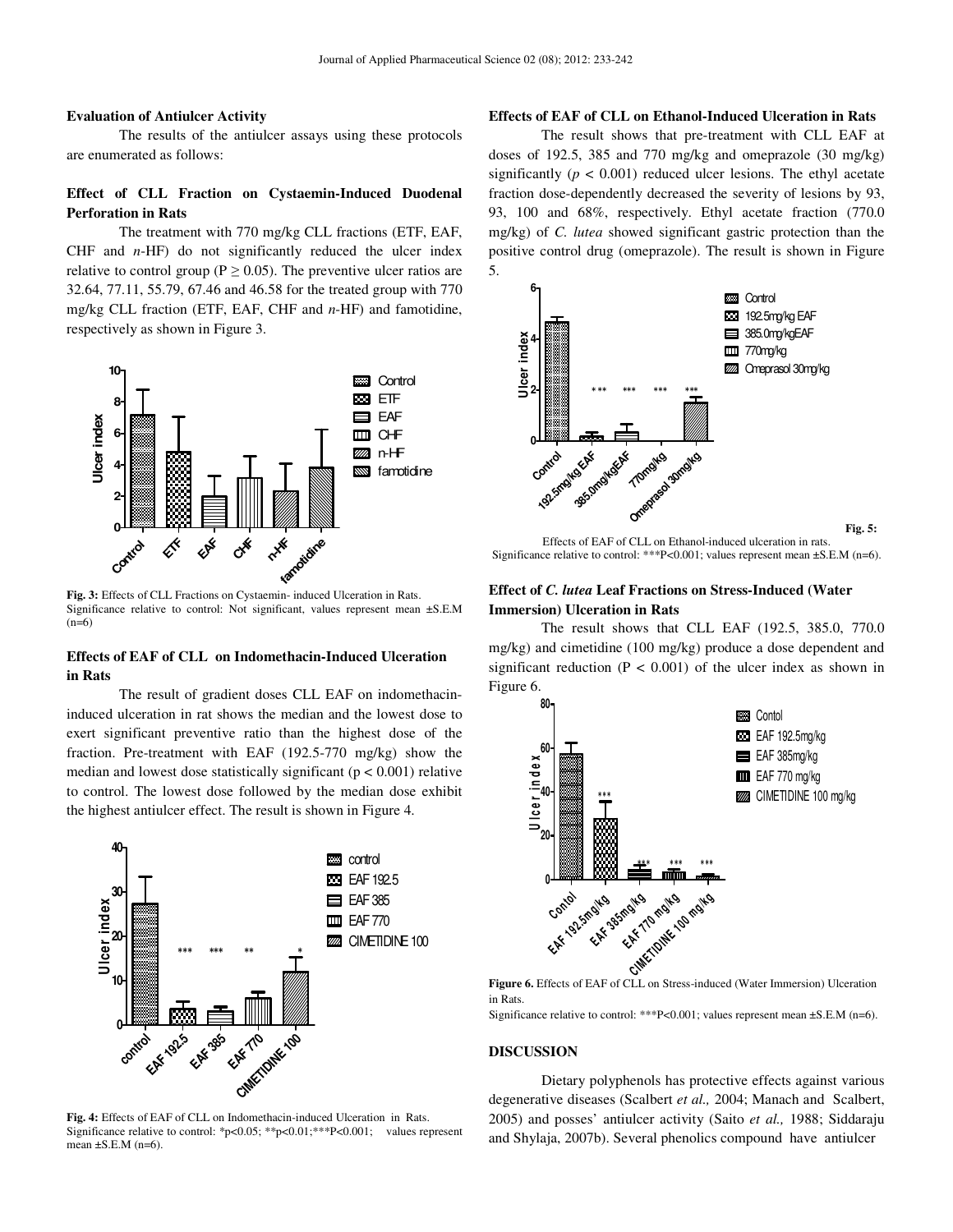### Evaluation of Antiulcer Activity

The results of the antiulcer assays using these protocols are enumerated as follows:

### Effect of CLL Fraction on Cystaemin-Induced Duodenal Perforation in Rats

The treatment with 770 mg/kg CLL fractions (ETF, EAF, CHF and *n*-HF) do not significantly reduced the ulcer index relative to control group ($P \geq 0.05$). The preventive ulcer ratios are 32.64, 77.11, 55.79, 67.46 and 46.58 for the treated group with 770 mg/kg CLL fraction (ETF, EAF, CHF and *n*-HF) and famotidine, respectively as shown in Figure 3.

**Fig. 3:** Effects of CLL Fractions on Cystaemin- induced Ulceration in Rats. Significance relative to control: Not significant, values represent mean ±S.E.M (n=6)

### Effects of EAF of CLL on Indomethacin-Induced Ulceration in Rats

The result of gradient doses CLL EAF on indomethacin-induced ulceration in rat shows the median and the lowest dose to exert significant preventive ratio than the highest dose of the fraction. Pre-treatment with EAF (192.5-770 mg/kg) show the median and lowest dose statistically significant ($p < 0.001$) relative to control. The lowest dose followed by the median dose exhibit the highest antiulcer effect. The result is shown in Figure 4.

**Fig. 4:** Effects of EAF of CLL on Indomethacin-induced Ulceration in Rats. Significance relative to control: *p<0.05; **p<0.01;***P<0.001; values represent mean ±S.E.M (n=6).

### Effects of EAF of CLL on Ethanol-Induced Ulceration in Rats

The result shows that pre-treatment with CLL EAF at doses of 192.5, 385 and 770 mg/kg and omeprazole (30 mg/kg) significantly ($p < 0.001$) reduced ulcer lesions. The ethyl acetate fraction dose-dependently decreased the severity of lesions by 93, 93, 100 and 68%, respectively. Ethyl acetate fraction (770.0 mg/kg) of *C. lutea* showed significant gastric protection than the positive control drug (omeprazole). The result is shown in Figure 5.

**Fig. 5:** Effects of EAF of CLL on Ethanol-induced ulceration in rats. Significance relative to control: ***P<0.001; values represent mean ±S.E.M (n=6).

### Effect of *C. lutea* Leaf Fractions on Stress-Induced (Water Immersion) Ulceration in Rats

The result shows that CLL EAF (192.5, 385.0, 770.0 mg/kg) and cimetidine (100 mg/kg) produce a dose dependent and significant reduction ($P < 0.001$) of the ulcer index as shown in Figure 6.

**Figure 6.** Effects of EAF of CLL on Stress-induced (Water Immersion) Ulceration in Rats.
Significance relative to control: ***P<0.001; values represent mean ±S.E.M (n=6).

## DISCUSSION

Dietary polyphenols has protective effects against various degenerative diseases (Scalbert *et al.,* 2004; Manach and Scalbert, 2005) and posses' antiulcer activity (Saito *et al.,* 1988; Siddaraju and Shylaja, 2007b). Several phenolics compound have antiulcer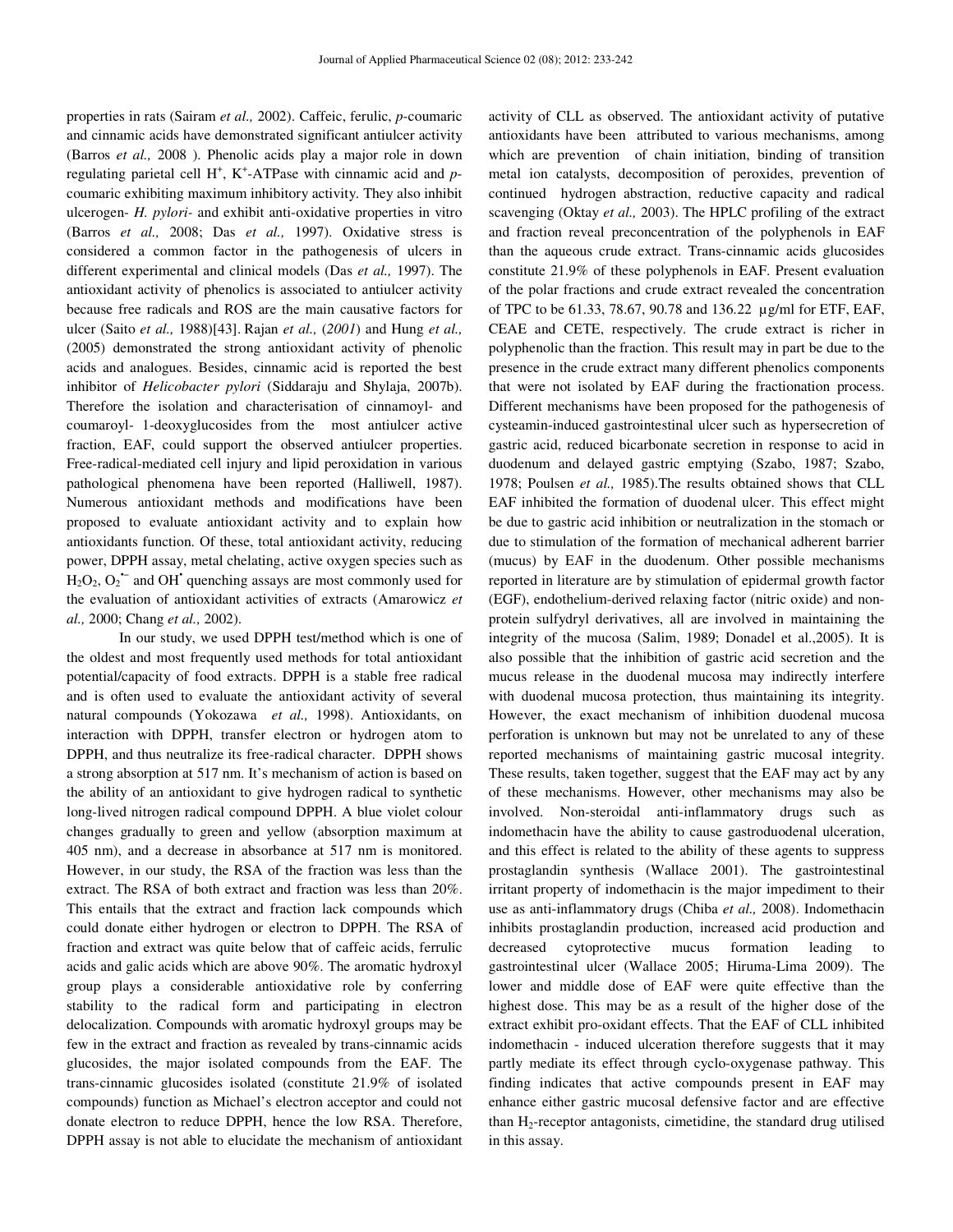properties in rats (Sairam *et al.,* 2002). Caffeic, ferulic, *p*-coumaric and cinnamic acids have demonstrated significant antiulcer activity (Barros *et al.,* 2008 ). Phenolic acids play a major role in down regulating parietal cell $H^+$, $K^+$-ATPase with cinnamic acid and *p*-coumaric exhibiting maximum inhibitory activity. They also inhibit ulcerogen- *H. pylori*- and exhibit anti-oxidative properties in vitro (Barros *et al.,* 2008; Das *et al.,* 1997). Oxidative stress is considered a common factor in the pathogenesis of ulcers in different experimental and clinical models (Das *et al.,* 1997). The antioxidant activity of phenolics is associated to antiulcer activity because free radicals and ROS are the main causative factors for ulcer (Saito *et al.,* 1988)[43]. Rajan *et al.,* (*2001*) and Hung *et al.,* (2005) demonstrated the strong antioxidant activity of phenolic acids and analogues. Besides, cinnamic acid is reported the best inhibitor of *Helicobacter pylori* (Siddaraju and Shylaja, 2007b). Therefore the isolation and characterisation of cinnamoyl- and coumaroyl- 1-deoxyglucosides from the most antiulcer active fraction, EAF, could support the observed antiulcer properties. Free-radical-mediated cell injury and lipid peroxidation in various pathological phenomena have been reported (Halliwell, 1987). Numerous antioxidant methods and modifications have been proposed to evaluate antioxidant activity and to explain how antioxidants function. Of these, total antioxidant activity, reducing power, DPPH assay, metal chelating, active oxygen species such as $H_2O_2$, $O_2^{\bullet-}$ and $OH^{\bullet}$ quenching assays are most commonly used for the evaluation of antioxidant activities of extracts (Amarowicz *et al.,* 2000; Chang *et al.,* 2002).

In our study, we used DPPH test/method which is one of the oldest and most frequently used methods for total antioxidant potential/capacity of food extracts. DPPH is a stable free radical and is often used to evaluate the antioxidant activity of several natural compounds (Yokozawa *et al.,* 1998). Antioxidants, on interaction with DPPH, transfer electron or hydrogen atom to DPPH, and thus neutralize its free-radical character. DPPH shows a strong absorption at 517 nm. It's mechanism of action is based on the ability of an antioxidant to give hydrogen radical to synthetic long-lived nitrogen radical compound DPPH. A blue violet colour changes gradually to green and yellow (absorption maximum at 405 nm), and a decrease in absorbance at 517 nm is monitored. However, in our study, the RSA of the fraction was less than the extract. The RSA of both extract and fraction was less than 20%. This entails that the extract and fraction lack compounds which could donate either hydrogen or electron to DPPH. The RSA of fraction and extract was quite below that of caffeic acids, ferulic acids and galic acids which are above 90%. The aromatic hydroxyl group plays a considerable antioxidative role by conferring stability to the radical form and participating in electron delocalization. Compounds with aromatic hydroxyl groups may be few in the extract and fraction as revealed by trans-cinnamic acids glucosides, the major isolated compounds from the EAF. The trans-cinnamic glucosides isolated (constitute 21.9% of isolated compounds) function as Michael's electron acceptor and could not donate electron to reduce DPPH, hence the low RSA. Therefore, DPPH assay is not able to elucidate the mechanism of antioxidant activity of CLL as observed. The antioxidant activity of putative antioxidants have been attributed to various mechanisms, among which are prevention of chain initiation, binding of transition metal ion catalysts, decomposition of peroxides, prevention of continued hydrogen abstraction, reductive capacity and radical scavenging (Oktay *et al.,* 2003). The HPLC profiling of the extract and fraction reveal preconcentration of the polyphenols in EAF than the aqueous crude extract. Trans-cinnamic acids glucosides constitute 21.9% of these polyphenols in EAF. Present evaluation of the polar fractions and crude extract revealed the concentration of TPC to be 61.33, 78.67, 90.78 and 136.22 µg/ml for ETF, EAF, CEAE and CETE, respectively. The crude extract is richer in polyphenolic than the fraction. This result may in part be due to the presence in the crude extract many different phenolics components that were not isolated by EAF during the fractionation process. Different mechanisms have been proposed for the pathogenesis of cysteamin-induced gastrointestinal ulcer such as hypersecretion of gastric acid, reduced bicarbonate secretion in response to acid in duodenum and delayed gastric emptying (Szabo, 1987; Szabo, 1978; Poulsen *et al.,* 1985).The results obtained shows that CLL EAF inhibited the formation of duodenal ulcer. This effect might be due to gastric acid inhibition or neutralization in the stomach or due to stimulation of the formation of mechanical adherent barrier (mucus) by EAF in the duodenum. Other possible mechanisms reported in literature are by stimulation of epidermal growth factor (EGF), endothelium-derived relaxing factor (nitric oxide) and non-protein sulfydryl derivatives, all are involved in maintaining the integrity of the mucosa (Salim, 1989; Donadel et al.,2005). It is also possible that the inhibition of gastric acid secretion and the mucus release in the duodenal mucosa may indirectly interfere with duodenal mucosa protection, thus maintaining its integrity. However, the exact mechanism of inhibition duodenal mucosa perforation is unknown but may not be unrelated to any of these reported mechanisms of maintaining gastric mucosal integrity. These results, taken together, suggest that the EAF may act by any of these mechanisms. However, other mechanisms may also be involved. Non-steroidal anti-inflammatory drugs such as indomethacin have the ability to cause gastroduodenal ulceration, and this effect is related to the ability of these agents to suppress prostaglandin synthesis (Wallace 2001). The gastrointestinal irritant property of indomethacin is the major impediment to their use as anti-inflammatory drugs (Chiba *et al.,* 2008). Indomethacin inhibits prostaglandin production, increased acid production and decreased cytoprotective mucus formation leading to gastrointestinal ulcer (Wallace 2005; Hiruma-Lima 2009). The lower and middle dose of EAF were quite effective than the highest dose. This may be as a result of the higher dose of the extract exhibit pro-oxidant effects. That the EAF of CLL inhibited indomethacin - induced ulceration therefore suggests that it may partly mediate its effect through cyclo-oxygenase pathway. This finding indicates that active compounds present in EAF may enhance either gastric mucosal defensive factor and are effective than $H_2$-receptor antagonists, cimetidine, the standard drug utilised in this assay.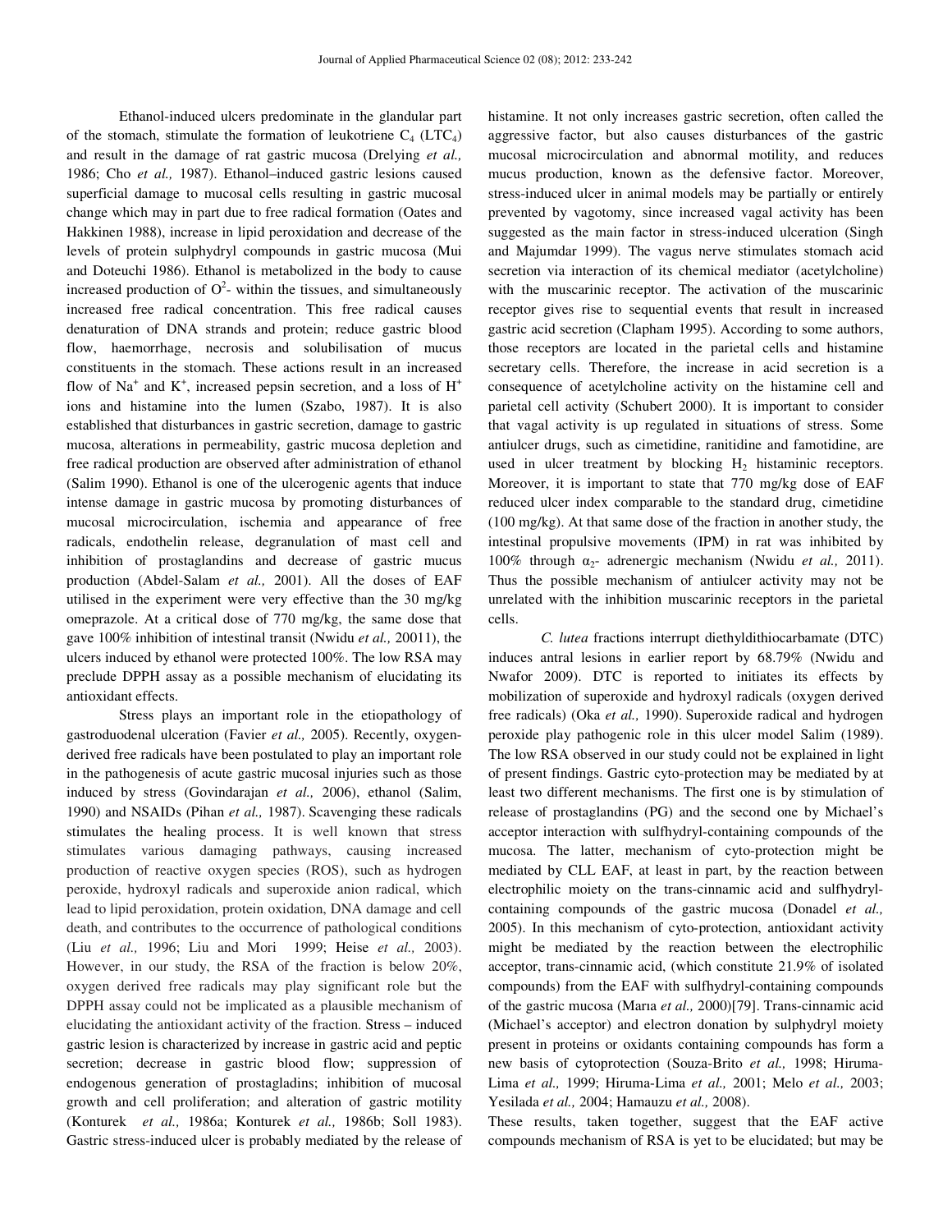Ethanol-induced ulcers predominate in the glandular part of the stomach, stimulate the formation of leukotriene $C_4$ ($LTC_4$) and result in the damage of rat gastric mucosa (Drelying *et al.,* 1986; Cho *et al.,* 1987). Ethanol–induced gastric lesions caused superficial damage to mucosal cells resulting in gastric mucosal change which may in part due to free radical formation (Oates and Hakkinen 1988), increase in lipid peroxidation and decrease of the levels of protein sulphydryl compounds in gastric mucosa (Mui and Doteuchi 1986). Ethanol is metabolized in the body to cause increased production of $O^{2}$- within the tissues, and simultaneously increased free radical concentration. This free radical causes denaturation of DNA strands and protein; reduce gastric blood flow, haemorrhage, necrosis and solubilisation of mucus constituents in the stomach. These actions result in an increased flow of $Na^+$ and $K^+$, increased pepsin secretion, and a loss of $H^+$ ions and histamine into the lumen (Szabo, 1987). It is also established that disturbances in gastric secretion, damage to gastric mucosa, alterations in permeability, gastric mucosa depletion and free radical production are observed after administration of ethanol (Salim 1990). Ethanol is one of the ulcerogenic agents that induce intense damage in gastric mucosa by promoting disturbances of mucosal microcirculation, ischemia and appearance of free radicals, endothelin release, degranulation of mast cell and inhibition of prostaglandins and decrease of gastric mucus production (Abdel-Salam *et al.,* 2001). All the doses of EAF utilised in the experiment were very effective than the 30 mg/kg omeprazole. At a critical dose of 770 mg/kg, the same dose that gave 100% inhibition of intestinal transit (Nwidu *et al.,* 20011), the ulcers induced by ethanol were protected 100%. The low RSA may preclude DPPH assay as a possible mechanism of elucidating its antioxidant effects.

Stress plays an important role in the etiopathology of gastroduodenal ulceration (Favier *et al.,* 2005). Recently, oxygen-derived free radicals have been postulated to play an important role in the pathogenesis of acute gastric mucosal injuries such as those induced by stress (Govindarajan *et al.,* 2006), ethanol (Salim, 1990) and NSAIDs (Pihan *et al.,* 1987). Scavenging these radicals stimulates the healing process. It is well known that stress stimulates various damaging pathways, causing increased production of reactive oxygen species (ROS), such as hydrogen peroxide, hydroxyl radicals and superoxide anion radical, which lead to lipid peroxidation, protein oxidation, DNA damage and cell death, and contributes to the occurrence of pathological conditions (Liu *et al.,* 1996; Liu and Mori 1999; Heise *et al.,* 2003). However, in our study, the RSA of the fraction is below 20%, oxygen derived free radicals may play significant role but the DPPH assay could not be implicated as a plausible mechanism of elucidating the antioxidant activity of the fraction. Stress – induced gastric lesion is characterized by increase in gastric acid and peptic secretion; decrease in gastric blood flow; suppression of endogenous generation of prostagladins; inhibition of mucosal growth and cell proliferation; and alteration of gastric motility (Konturek *et al.,* 1986a; Konturek *et al.,* 1986b; Soll 1983). Gastric stress-induced ulcer is probably mediated by the release of histamine. It not only increases gastric secretion, often called the aggressive factor, but also causes disturbances of the gastric mucosal microcirculation and abnormal motility, and reduces mucus production, known as the defensive factor. Moreover, stress-induced ulcer in animal models may be partially or entirely prevented by vagotomy, since increased vagal activity has been suggested as the main factor in stress-induced ulceration (Singh and Majumdar 1999). The vagus nerve stimulates stomach acid secretion via interaction of its chemical mediator (acetylcholine) with the muscarinic receptor. The activation of the muscarinic receptor gives rise to sequential events that result in increased gastric acid secretion (Clapham 1995). According to some authors, those receptors are located in the parietal cells and histamine secretary cells. Therefore, the increase in acid secretion is a consequence of acetylcholine activity on the histamine cell and parietal cell activity (Schubert 2000). It is important to consider that vagal activity is up regulated in situations of stress. Some antiulcer drugs, such as cimetidine, ranitidine and famotidine, are used in ulcer treatment by blocking $H_2$ histaminic receptors. Moreover, it is important to state that 770 mg/kg dose of EAF reduced ulcer index comparable to the standard drug, cimetidine (100 mg/kg). At that same dose of the fraction in another study, the intestinal propulsive movements (IPM) in rat was inhibited by 100% through $\alpha_2$- adrenergic mechanism (Nwidu *et al.,* 2011). Thus the possible mechanism of antiulcer activity may not be unrelated with the inhibition muscarinic receptors in the parietal cells.

*C. lutea* fractions interrupt diethyldithiocarbamate (DTC) induces antral lesions in earlier report by 68.79% (Nwidu and Nwafor 2009). DTC is reported to initiates its effects by mobilization of superoxide and hydroxyl radicals (oxygen derived free radicals) (Oka *et al.,* 1990). Superoxide radical and hydrogen peroxide play pathogenic role in this ulcer model Salim (1989). The low RSA observed in our study could not be explained in light of present findings. Gastric cyto-protection may be mediated by at least two different mechanisms. The first one is by stimulation of release of prostaglandins (PG) and the second one by Michael's acceptor interaction with sulfhydryl-containing compounds of the mucosa. The latter, mechanism of cyto-protection might be mediated by CLL EAF, at least in part, by the reaction between electrophilic moiety on the trans-cinnamic acid and sulfhydryl-containing compounds of the gastric mucosa (Donadel *et al.,* 2005). In this mechanism of cyto-protection, antioxidant activity might be mediated by the reaction between the electrophilic acceptor, trans-cinnamic acid, (which constitute 21.9% of isolated compounds) from the EAF with sulfhydryl-containing compounds of the gastric mucosa (Marıa *et al.,* 2000)[79]. Trans-cinnamic acid (Michael's acceptor) and electron donation by sulphydryl moiety present in proteins or oxidants containing compounds has form a new basis of cytoprotection (Souza-Brito *et al.,* 1998; Hiruma-Lima *et al.,* 1999; Hiruma-Lima *et al.,* 2001; Melo *et al.,* 2003; Yesilada *et al.,* 2004; Hamauzu *et al.,* 2008).

These results, taken together, suggest that the EAF active compounds mechanism of RSA is yet to be elucidated; but may be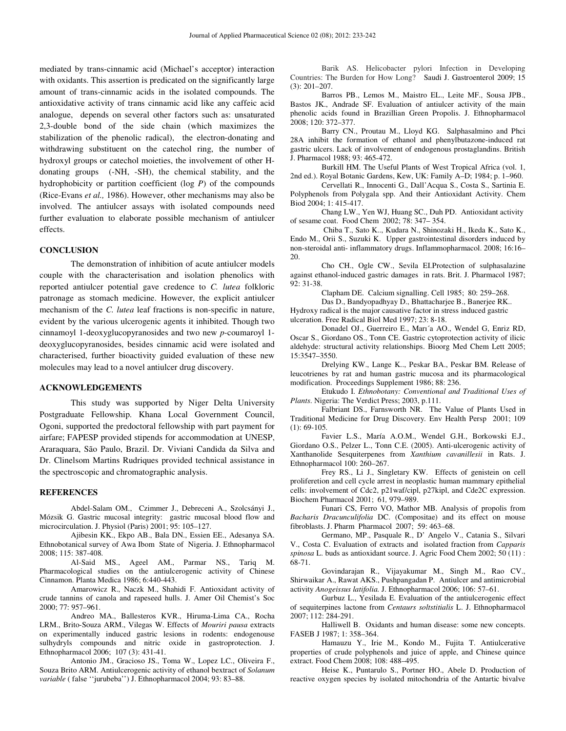mediated by trans-cinnamic acid (Michael's acceptor) interaction with oxidants. This assertion is predicated on the significantly large amount of trans-cinnamic acids in the isolated compounds. The antioxidative activity of trans cinnamic acid like any caffeic acid analogue, depends on several other factors such as: unsaturated 2,3-double bond of the side chain (which maximizes the stabilization of the phenolic radical), the electron-donating and withdrawing substituent on the catechol ring, the number of hydroxyl groups or catechol moieties, the involvement of other H-donating groups (-NH, -SH), the chemical stability, and the hydrophobicity or partition coefficient (log *P*) of the compounds (Rice-Evans *et al.,* 1986). However, other mechanisms may also be involved. The antiulcer assays with isolated compounds need further evaluation to elaborate possible mechanism of antiulcer effects.

## CONCLUSION

The demonstration of inhibition of acute antiulcer models couple with the characterisation and isolation phenolics with reported antiulcer potential gave credence to *C. lutea* folkloric patronage as stomach medicine. However, the explicit antiulcer mechanism of the *C. lutea* leaf fractions is non-specific in nature, evident by the various ulcerogenic agents it inhibited. Though two cinnamoyl 1-deoxyglucopyranosides and two new *p*-coumaroyl 1-deoxyglucopyranosides, besides cinnamic acid were isolated and characterised, further bioactivity guided evaluation of these new molecules may lead to a novel antiulcer drug discovery.

## ACKNOWLEDGEMENTS

This study was supported by Niger Delta University Postgraduate Fellowship. Khana Local Government Council, Ogoni, supported the predoctoral fellowship with part payment for airfare; FAPESP provided stipends for accommodation at UNESP, Araraquara, São Paulo, Brazil. Dr. Viviani Candida da Silva and Dr. Clinelsom Martins Rudriques provided technical assistance in the spectroscopic and chromatographic analysis.

## REFERENCES

Abdel-Salam OM., Czimmer J., Debreceni A., Szolcsányi J., Mózsik G. Gastric mucosal integrity: gastric mucosal blood flow and microcirculation. J. Physiol (Paris) 2001; 95: 105–127.

Ajibesin KK., Ekpo AB., Bala DN., Essien EE., Adesanya SA. Ethnobotanical survey of Awa Ibom State of Nigeria. J. Ethnopharmacol 2008; 115: 387-408.

Al-Said MS., Ageel AM., Parmar NS., Tariq M. Pharmacological studies on the antiulcerogenic activity of Chinese Cinnamon. Planta Medica 1986; 6:440-443.

Amarowicz R., Naczk M., Shahidi F. Antioxidant activity of crude tannins of canola and rapeseed hulls. J. Amer Oil Chemist's Soc 2000; 77: 957–961.

Andreo MA., Ballesteros KVR., Hiruma-Lima CA., Rocha LRM., Brito-Souza ARM., Vilegas W. Effects of *Mouriri pausa* extracts on experimentally induced gastric lesions in rodents: endogenouse sulhydryls compounds and nitric oxide in gastroprotection. J. Ethnopharmacol 2006; 107 (3): 431-41.

Antonio JM., Gracioso JS., Toma W., Lopez LC., Oliveira F., Souza Brito ARM. Antiulcerogenic activity of ethanol bextract of *Solanum variable* ( false ''jurubeba'') J. Ethnopharmacol 2004; 93: 83–88.

Barik AS. Helicobacter pylori Infection in Developing Countries: The Burden for How Long? Saudi J. Gastroenterol 2009; 15 (3): 201–207.

Barros PB., Lemos M., Maistro EL., Leite MF., Sousa JPB., Bastos JK., Andrade SF. Evaluation of antiulcer activity of the main phenolic acids found in Brazillian Green Propolis. J. Ethnopharmacol 2008; 120: 372–377.

Barry CN., Proutau M., Lloyd KG. Salphasalmino and Phci 28A inhibit the formation of ethanol and phenylbutazone-induced rat gastric ulcers. Lack of involvement of endogenous prostaglandins. British J. Pharmacol 1988; 93: 465-472.

Burkill HM. The Useful Plants of West Tropical Africa (vol. 1, 2nd ed.). Royal Botanic Gardens, Kew, UK: Family A–D; 1984; p. 1–960.

Cervellati R., Innocenti G., Dall'Acqua S., Costa S., Sartinia E. Polyphenols from Polygala spp. And their Antioxidant Activity. Chem Biod 2004; 1: 415-417.

Chang LW., Yen WJ, Huang SC., Duh PD. Antioxidant activity of sesame coat. Food Chem 2002; 78: 347– 354.

Chiba T., Sato K.., Kudara N., Shinozaki H., Ikeda K., Sato K., Endo M., Orii S., Suzuki K. Upper gastrointestinal disorders induced by non-steroidal anti- inflammatory drugs. Inflammopharmacol. 2008; 16:16–20.

Cho CH., Ogle CW., Sevila EI.Protection of sulphasalazine against ethanol-induced gastric damages in rats. Brit. J. Pharmacol 1987; 92: 31-38.

Clapham DE. Calcium signalling. Cell 1985; 80: 259–268.

Das D., Bandyopadhyay D., Bhattacharjee B., Banerjee RK.. Hydroxy radical is the major causative factor in stress induced gastric ulceration. Free Radical Biol Med 1997; 23: 8-18.

Donadel OJ., Guerreiro E., Marı´a AO., Wendel G, Enriz RD, Oscar S., Giordano OS., Tonn CE. Gastric cytoprotection activity of ilicic aldehyde: structural activity relationships. Bioorg Med Chem Lett 2005; 15:3547–3550.

Drelying KW., Lange K.., Peskar BA., Peskar BM. Release of leucotrienes by rat and human gastric mucosa and its pharmacological modification. Proceedings Supplement 1986; 88: 236.

Etukudo I. *Ethnobotany: Conventional and Traditional Uses of Plants*. Nigeria: The Verdict Press; 2003, p.111.

Falbriant DS., Farnsworth NR. The Value of Plants Used in Traditional Medicine for Drug Discovery. Env Health Persp 2001; 109 (1): 69-105.

Favier L.S., María A.O.M., Wendel G.H., Borkowski E.J., Giordano O.S., Pelzer L., Tonn C.E. (2005). Anti-ulcerogenic activity of Xanthanolide Sesquiterpenes from *Xanthium cavanillesii* in Rats. J. Ethnopharmacol 100: 260–267.

Frey RS., Li J., Singletary KW. Effects of genistein on cell proliferetion and cell cycle arrest in neoplastic human mammary epithelial cells: involvement of Cdc2, p21waf/cipl, p27kipl, and Cde2C expression. Biochem Pharmacol 2001; 61, 979–989.

Funari CS, Ferro VO, Mathor MB. Analysis of propolis from *Bacharis Dracunculifolia* DC. (Compositae) and its effect on mouse fibroblasts. J. Pharm Pharmacol 2007; 59: 463–68.

Germano, MP., Pasquale R., D' Angelo V., Catania S., Silvari V., Costa C. Evaluation of extracts and isolated fraction from *Capparis spinosa* L. buds as antioxidant source. J. Agric Food Chem 2002; 50 (11) : 68-71.

Govindarajan R., Vijayakumar M., Singh M., Rao CV., Shirwaikar A., Rawat AKS., Pushpangadan P. Antiulcer and antimicrobial activity *Anogeissus latifolia.* J. Ethnopharmacol 2006; 106: 57–61.

Gurbuz L., Yesilada E. Evaluation of the antiulcerogenic effect of sequiterpines lactone from *Centaurs soltstitialis* L. J. Ethnopharmacol 2007; 112: 284-291.

Halliwell B. Oxidants and human disease: some new concepts. FASEB J 1987; 1: 358–364.

Hamauzu Y., Irie M., Kondo M., Fujita T. Antiulcerative properties of crude polyphenols and juice of apple, and Chinese quince extract. Food Chem 2008; 108: 488–495.

Heise K., Puntarulo S., Portner HO., Abele D. Production of reactive oxygen species by isolated mitochondria of the Antartic bivalve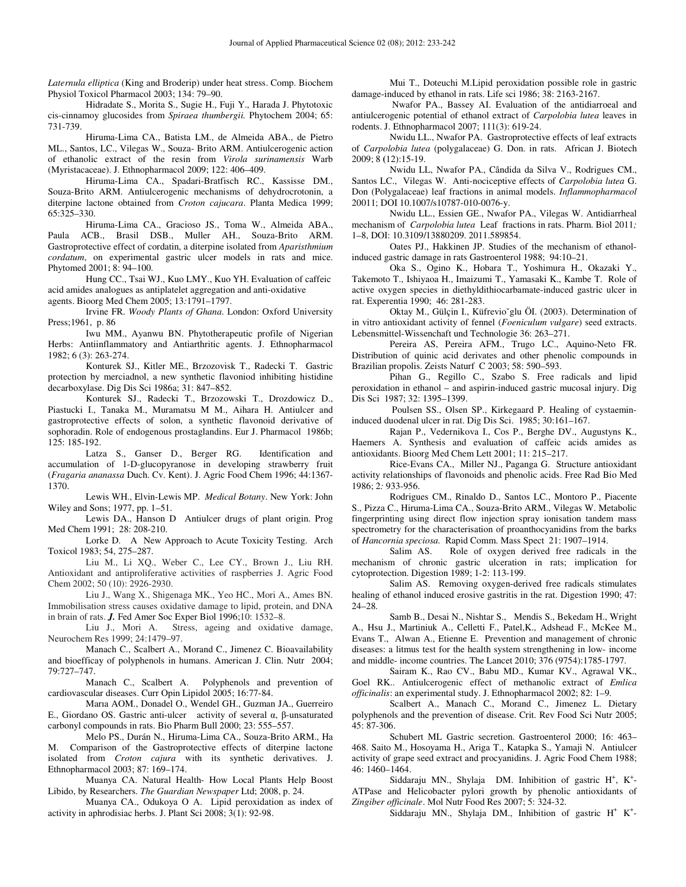*Laternula elliptica* (King and Broderip) under heat stress. Comp. Biochem Physiol Toxicol Pharmacol 2003; 134: 79–90.

Hidradate S., Morita S., Sugie H., Fuji Y., Harada J. Phytotoxic cis-cinnamoy glucosides from *Spiraea thumbergii.* Phytochem 2004; 65: 731-739.

Hiruma-Lima CA., Batista LM., de Almeida ABA., de Pietro ML., Santos, LC., Vilegas W., Souza- Brito ARM. Antiulcerogenic action of ethanolic extract of the resin from *Virola surinamensis* Warb (Myristacaceae). J. Ethnopharmacol 2009; 122: 406–409.

Hiruma-Lima CA., Spadari-Bratfisch RC., Kassisse DM., Souza-Brito ARM. Antiulcerogenic mechanisms of dehydrocrotonin, a diterpine lactone obtained from *Croton cajucara*. Planta Medica 1999; 65:325–330.

Hiruma-Lima CA., Gracioso JS., Toma W., Almeida ABA., Paula ACB., Brasil DSB., Muller AH., Souza-Brito ARM. Gastroprotective effect of cordatin, a diterpine isolated from *Aparisthmium cordatum*, on experimental gastric ulcer models in rats and mice. Phytomed 2001; 8: 94–100.

Hung CC., Tsai WJ., Kuo LMY., Kuo YH. Evaluation of caffeic acid amides analogues as antiplatelet aggregation and anti-oxidative agents. Bioorg Med Chem 2005; 13*:*1791–1797.

Irvine FR. *Woody Plants of Ghana*. London: Oxford University Press;1961, p. 86

Iwu MM., Ayanwu BN. Phytotherapeutic profile of Nigerian Herbs: Antiinflammatory and Antiarthritic agents. J. Ethnopharmacol 1982; 6 (3): 263-274.

Konturek SJ., Kitler ME., Brzozovisk T., Radecki T. Gastric protection by merciadnol, a new synthetic flavoniod inhibiting histidine decarboxylase. Dig Dis Sci 1986a; 31: 847–852.

Konturek SJ., Radecki T., Brzozowski T., Drozdowicz D., Piastucki I., Tanaka M., Muramatsu M M., Aihara H. Antiulcer and gastroprotective effects of solon, a synthetic flavonoid derivative of sophoradin. Role of endogenous prostaglandins. Eur J. Pharmacol 1986b; 125: 185-192.

Latza S., Ganser D., Berger RG. Identification and accumulation of 1-D-glucopyranose in developing strawberry fruit (*Fragaria ananassa* Duch. Cv. Kent). J. Agric Food Chem 1996; 44:1367-1370.

Lewis WH., Elvin-Lewis MP. *Medical Botany*. New York: John Wiley and Sons; 1977, pp. 1–51.

Lewis DA., Hanson D Antiulcer drugs of plant origin. Prog Med Chem 1991; 28: 208-210.

Lorke D. A New Approach to Acute Toxicity Testing. Arch Toxicol 1983; 54, 275–287.

Liu M., Li XQ., Weber C., Lee CY., Brown J., Liu RH. Antioxidant and antiproliferative activities of raspberries J. Agric Food Chem 2002; 50 (10): 2926-2930.

Liu J., Wang X., Shigenaga MK., Yeo HC., Mori A., Ames BN. Immobilisation stress causes oxidative damage to lipid, protein, and DNA in brain of rats. ***J.*** Fed Amer Soc Exper Biol 1996;10: 1532–8.

Liu J., Mori A. Stress, ageing and oxidative damage, Neurochem Res 1999; 24:1479–97.

Manach C., Scalbert A., Morand C., Jimenez C. Bioavailability and bioefficay of polyphenols in humans. American J. Clin. Nutr 2004; 79:727–747.

Manach C., Scalbert A. Polyphenols and prevention of cardiovascular diseases. Curr Opin Lipidol 2005; 16:77-84.

Marıa AOM., Donadel O., Wendel GH., Guzman JA., Guerreiro E., Giordano OS. Gastric anti-ulcer activity of several $\alpha$, $\beta$-unsaturated carbonyl compounds in rats. Bio Pharm Bull 2000; 23: 555–557.

Melo PS., Durán N., Hiruma-Lima CA., Souza-Brito ARM., Ha M. Comparison of the Gastroprotective effects of diterpine lactone isolated from *Croton cajura* with its synthetic derivatives. J. Ethnopharmacol 2003; 87: 169–174.

Muanya CA. Natural Health- How Local Plants Help Boost Libido, by Researchers. *The Guardian Newspaper* Ltd; 2008, p. 24.

Muanya CA., Odukoya O A. Lipid peroxidation as index of activity in aphrodisiac herbs. J. Plant Sci 2008; 3(1): 92-98.

Mui T., Doteuchi M.Lipid peroxidation possible role in gastric damage-induced by ethanol in rats. Life sci 1986; 38: 2163-2167.

Nwafor PA., Bassey AI. Evaluation of the antidiarroeal and antiulcerogenic potential of ethanol extract of *Carpolobia lutea* leaves in rodents. J. Ethnopharmacol 2007; 111(3): 619-24.

Nwidu LL., Nwafor PA. Gastroprotective effects of leaf extracts of *Carpolobia lutea* (polygalaceae) G. Don. in rats. African J. Biotech 2009; 8 (12):15-19.

Nwidu LL, Nwafor PA., Cândida da Silva V., Rodrigues CM., Santos LC., Vilegas W. Anti-nociceptive effects of *Carpolobia lutea* G. Don (Polygalaceae) leaf fractions in animal models. *Inflammopharmacol* 20011; DOI 10.1007/s10787-010-0076-y.

Nwidu LL., Essien GE., Nwafor PA., Vilegas W. Antidiarrheal mechanism of *Carpolobia lutea* Leaf fractions in rats. Pharm. Biol 2011*;* 1–8, DOI: 10.3109/13880209. 2011.589854.

Oates PJ., Hakkinen JP. Studies of the mechanism of ethanol-induced gastric damage in rats Gastroenterol 1988; 94:10–21.

Oka S., Ogino K., Hobara T., Yoshimura H., Okazaki Y., Takemoto T., Ishiyaoa H., Imaizumi T., Yamasaki K., Kambe T. Role of active oxygen species in diethyldithiocarbamate-induced gastric ulcer in rat. Experentia 1990; 46: 281-283.

Oktay M., Gülçin I., Küfrevioˇglu ÖI. (2003). Determination of in vitro antioxidant activity of fennel (*Foeniculum vulgare*) seed extracts. Lebensmittel-Wissenchaft und Technologie 36: 263–271.

Pereira AS, Pereira AFM., Trugo LC., Aquino-Neto FR. Distribution of quinic acid derivates and other phenolic compounds in Brazilian propolis. Zeists Naturf C 2003; 58: 590–593.

Pihan G., Regillo C., Szabo S. Free radicals and lipid peroxidation in ethanol – and aspirin-induced gastric mucosal injury. Dig Dis Sci 1987; 32: 1395–1399.

Poulsen SS., Olsen SP., Kirkegaard P. Healing of cystaemin-induced duodenal ulcer in rat. Dig Dis Sci. 1985; 30:161–167.

Rajan P., Vedernikova I., Cos P., Berghe DV., Augustyns K., Haemers A. Synthesis and evaluation of caffeic acids amides as antioxidants. Bioorg Med Chem Lett 2001; 11: 215–217.

Rice-Evans CA., Miller NJ., Paganga G. Structure antioxidant activity relationships of flavonoids and phenolic acids. Free Rad Bio Med 1986; 2*:* 933-956.

Rodrigues CM., Rinaldo D., Santos LC., Montoro P., Piacente S., Pizza C., Hiruma-Lima CA., Souza-Brito ARM., Vilegas W. Metabolic fingerprinting using direct flow injection spray ionisation tandem mass spectrometry for the characterisation of proanthocyanidins from the barks of *Hancornia speciosa.* Rapid Comm. Mass Spect 21: 1907–1914.

Salim AS. Role of oxygen derived free radicals in the mechanism of chronic gastric ulceration in rats; implication for cytoprotection. Digestion 1989; 1-2: 113-199.

Salim AS. Removing oxygen-derived free radicals stimulates healing of ethanol induced erosive gastritis in the rat. Digestion 1990; 47: 24–28.

Samb B., Desai N., Nishtar S., Mendis S., Bekedam H., Wright A., Hsu J., Martiniuk A., Celletti F., Patel,K., Adshead F., McKee M., Evans T., Alwan A., Etienne E. Prevention and management of chronic diseases: a litmus test for the health system strengthening in low- income and middle- income countries. The Lancet 2010; 376 (9754):1785-1797.

Sairam K., Rao CV., Babu MD., Kumar KV., Agrawal VK., Goel RK.. Antiulcerogenic effect of methanolic extract of *Emlica officinalis*: an experimental study. J. Ethnopharmacol 2002; 82: 1–9.

Scalbert A., Manach C., Morand C., Jimenez L. Dietary polyphenols and the prevention of disease. Crit. Rev Food Sci Nutr 2005; 45: 87-306.

Schubert ML Gastric secretion. Gastroenterol 2000; 16: 463–468. Saito M., Hosoyama H., Ariga T., Katapka S., Yamaji N. Antiulcer activity of grape seed extract and procyanidins. J. Agric Food Chem 1988; 46: 1460–1464.

Siddaraju MN., Shylaja DM. Inhibition of gastric $H^+$, $K^+$-ATPase and Helicobacter pylori growth by phenolic antioxidants of *Zingiber officinale*. Mol Nutr Food Res 2007; 5: 324-32.

Siddaraju MN., Shylaja DM., Inhibition of gastric $H^+$ $K^+$-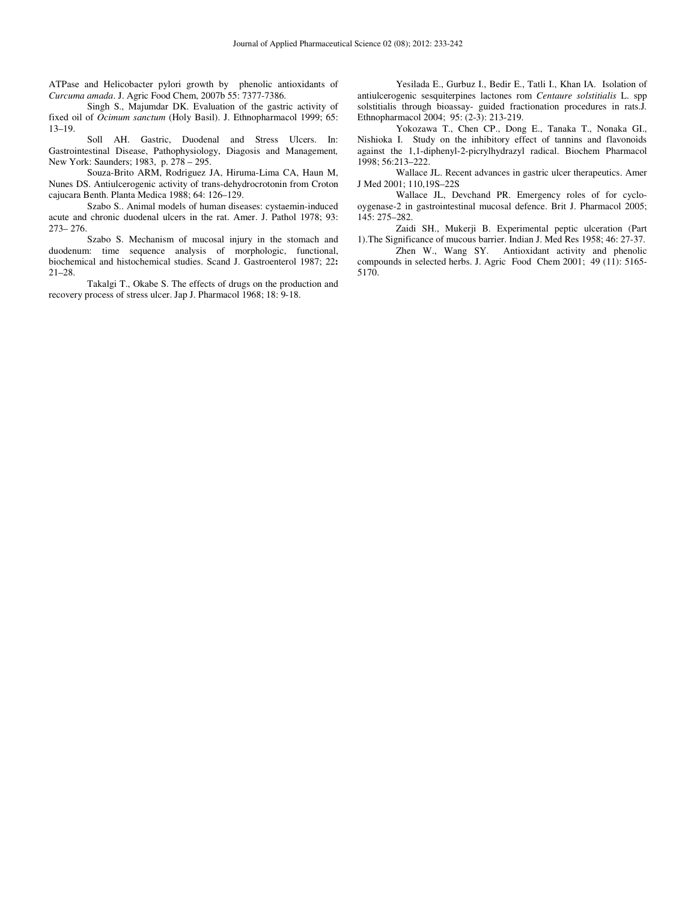ATPase and Helicobacter pylori growth by phenolic antioxidants of *Curcuma amada*. J. Agric Food Chem, 2007b 55: 7377-7386.

Singh S., Majumdar DK. Evaluation of the gastric activity of fixed oil of *Ocimum sanctum* (Holy Basil). J. Ethnopharmacol 1999; 65: 13–19.

Soll AH. Gastric, Duodenal and Stress Ulcers. In: Gastrointestinal Disease, Pathophysiology, Diagosis and Management, New York: Saunders; 1983, p. 278 – 295.

Souza-Brito ARM, Rodriguez JA, Hiruma-Lima CA, Haun M, Nunes DS. Antiulcerogenic activity of trans-dehydrocrotonin from Croton cajucara Benth. Planta Medica 1988; 64: 126–129.

Szabo S.. Animal models of human diseases: cystaemin-induced acute and chronic duodenal ulcers in the rat. Amer. J. Pathol 1978; 93: 273– 276.

Szabo S. Mechanism of mucosal injury in the stomach and duodenum: time sequence analysis of morphologic, functional, biochemical and histochemical studies. Scand J. Gastroenterol 1987; 22**:** 21–28.

Takalgi T., Okabe S. The effects of drugs on the production and recovery process of stress ulcer. Jap J. Pharmacol 1968; 18: 9-18.

Yesilada E., Gurbuz I., Bedir E., Tatli I., Khan IA. Isolation of antiulcerogenic sesquiterpines lactones rom *Centaure solstitialis* L. spp solstitialis through bioassay- guided fractionation procedures in rats.J. Ethnopharmacol 2004; 95: (2-3): 213-219.

Yokozawa T., Chen CP., Dong E., Tanaka T., Nonaka GI., Nishioka I. Study on the inhibitory effect of tannins and flavonoids against the 1,1-diphenyl-2-picrylhydrazyl radical. Biochem Pharmacol 1998; 56:213–222.

Wallace JL. Recent advances in gastric ulcer therapeutics. Amer J Med 2001; 110,19S–22S

Wallace JL, Devchand PR. Emergency roles of for cyclo-oygenase-2 in gastrointestinal mucosal defence. Brit J. Pharmacol 2005; 145: 275–282.

Zaidi SH., Mukerji B. Experimental peptic ulceration (Part 1).The Significance of mucous barrier. Indian J. Med Res 1958; 46: 27-37.

Zhen W., Wang SY. Antioxidant activity and phenolic compounds in selected herbs. J. Agric Food Chem 2001; 49 (11): 5165-5170.